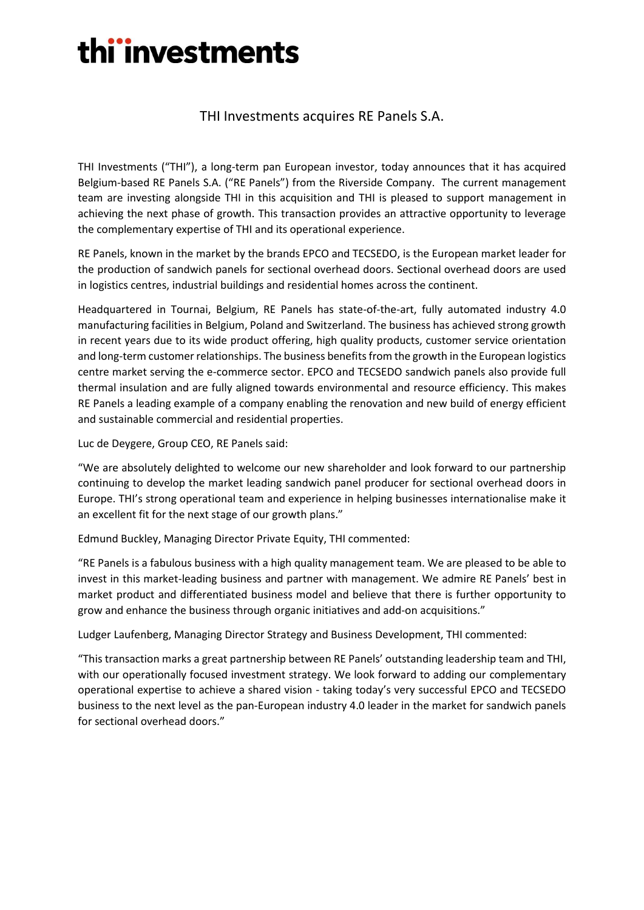# thi investments

## THI Investments acquires RE Panels S.A.

THI Investments ("THI"), a long-term pan European investor, today announces that it has acquired Belgium-based RE Panels S.A. ("RE Panels") from the Riverside Company. The current management team are investing alongside THI in this acquisition and THI is pleased to support management in achieving the next phase of growth. This transaction provides an attractive opportunity to leverage the complementary expertise of THI and its operational experience.

RE Panels, known in the market by the brands EPCO and TECSEDO, is the European market leader for the production of sandwich panels for sectional overhead doors. Sectional overhead doors are used in logistics centres, industrial buildings and residential homes across the continent.

Headquartered in Tournai, Belgium, RE Panels has state-of-the-art, fully automated industry 4.0 manufacturing facilities in Belgium, Poland and Switzerland. The business has achieved strong growth in recent years due to its wide product offering, high quality products, customer service orientation and long-term customer relationships. The business benefits from the growth in the European logistics centre market serving the e-commerce sector. EPCO and TECSEDO sandwich panels also provide full thermal insulation and are fully aligned towards environmental and resource efficiency. This makes RE Panels a leading example of a company enabling the renovation and new build of energy efficient and sustainable commercial and residential properties.

Luc de Deygere, Group CEO, RE Panels said:

"We are absolutely delighted to welcome our new shareholder and look forward to our partnership continuing to develop the market leading sandwich panel producer for sectional overhead doors in Europe. THI's strong operational team and experience in helping businesses internationalise make it an excellent fit for the next stage of our growth plans."

Edmund Buckley, Managing Director Private Equity, THI commented:

"RE Panels is a fabulous business with a high quality management team. We are pleased to be able to invest in this market-leading business and partner with management. We admire RE Panels' best in market product and differentiated business model and believe that there is further opportunity to grow and enhance the business through organic initiatives and add-on acquisitions."

Ludger Laufenberg, Managing Director Strategy and Business Development, THI commented:

"This transaction marks a great partnership between RE Panels' outstanding leadership team and THI, with our operationally focused investment strategy. We look forward to adding our complementary operational expertise to achieve a shared vision - taking today's very successful EPCO and TECSEDO business to the next level as the pan-European industry 4.0 leader in the market for sandwich panels for sectional overhead doors."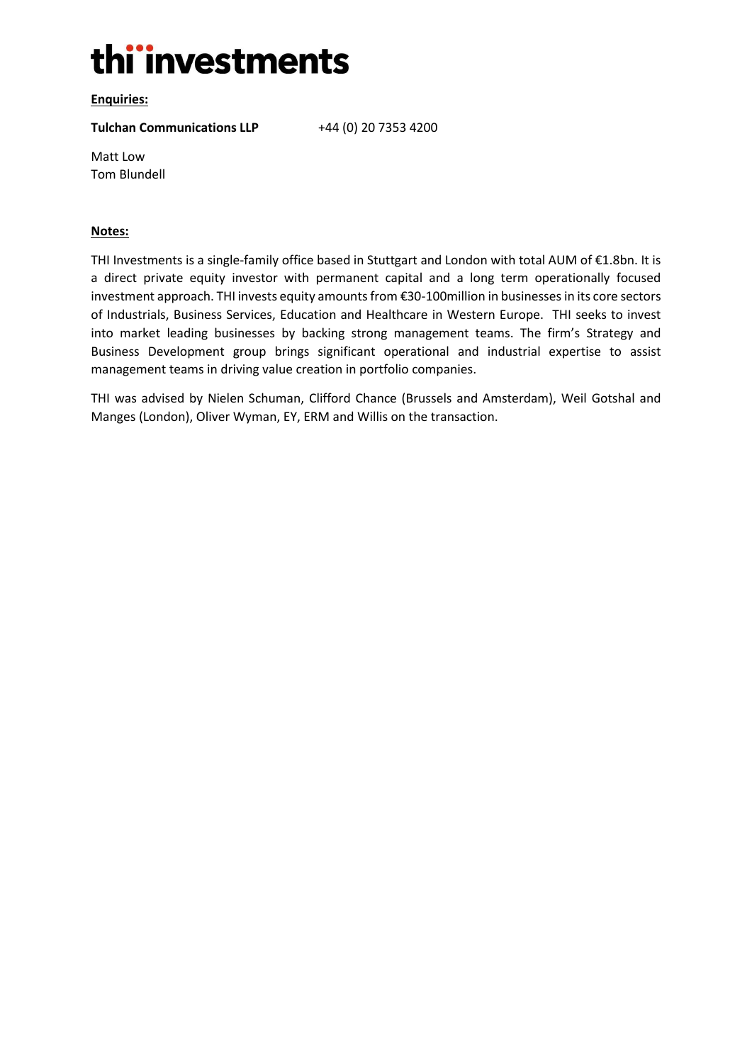# thi investments

**Enquiries:**

**Tulchan Communications LLP** +44 (0) 20 7353 4200

Matt Low
Tom Blundell

**Notes:**

THI Investments is a single-family office based in Stuttgart and London with total AUM of €1.8bn. It is a direct private equity investor with permanent capital and a long term operationally focused investment approach. THI invests equity amounts from €30-100million in businesses in its core sectors of Industrials, Business Services, Education and Healthcare in Western Europe. THI seeks to invest into market leading businesses by backing strong management teams. The firm's Strategy and Business Development group brings significant operational and industrial expertise to assist management teams in driving value creation in portfolio companies.

THI was advised by Nielen Schuman, Clifford Chance (Brussels and Amsterdam), Weil Gotshal and Manges (London), Oliver Wyman, EY, ERM and Willis on the transaction.